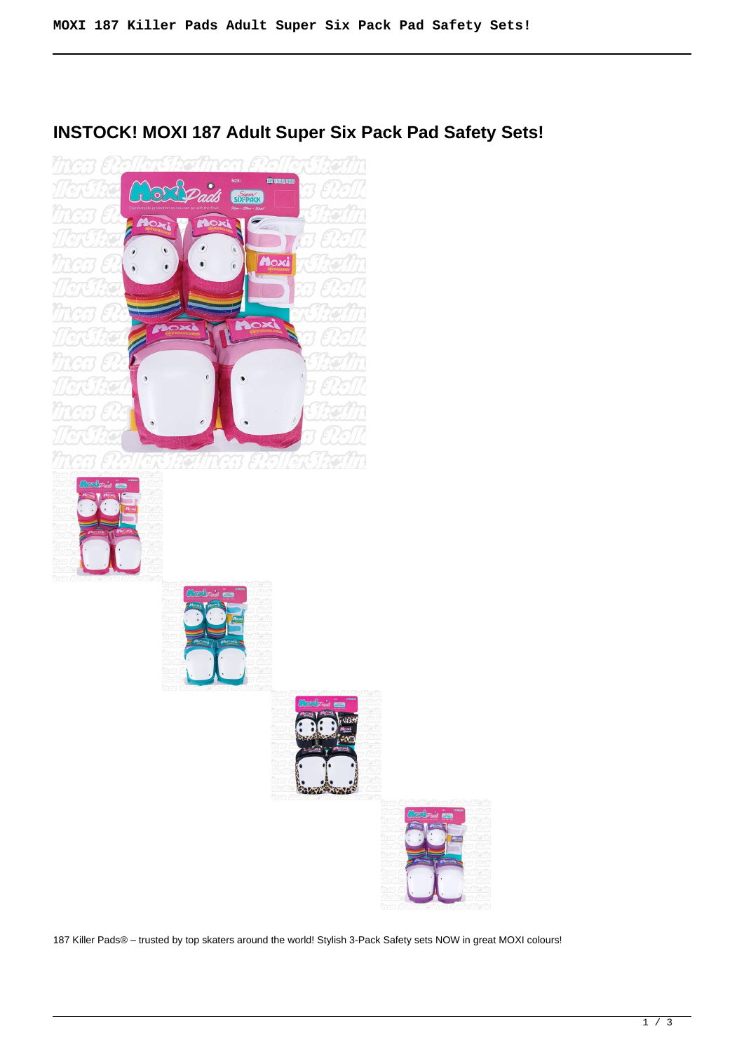## INSTOCK! MOXI 187 Adult Super Six Pack Pad Safety Sets!

187 Killer Pads® – trusted by top skaters around the world! Stylish 3-Pack Safety sets NOW in great MOXI colours!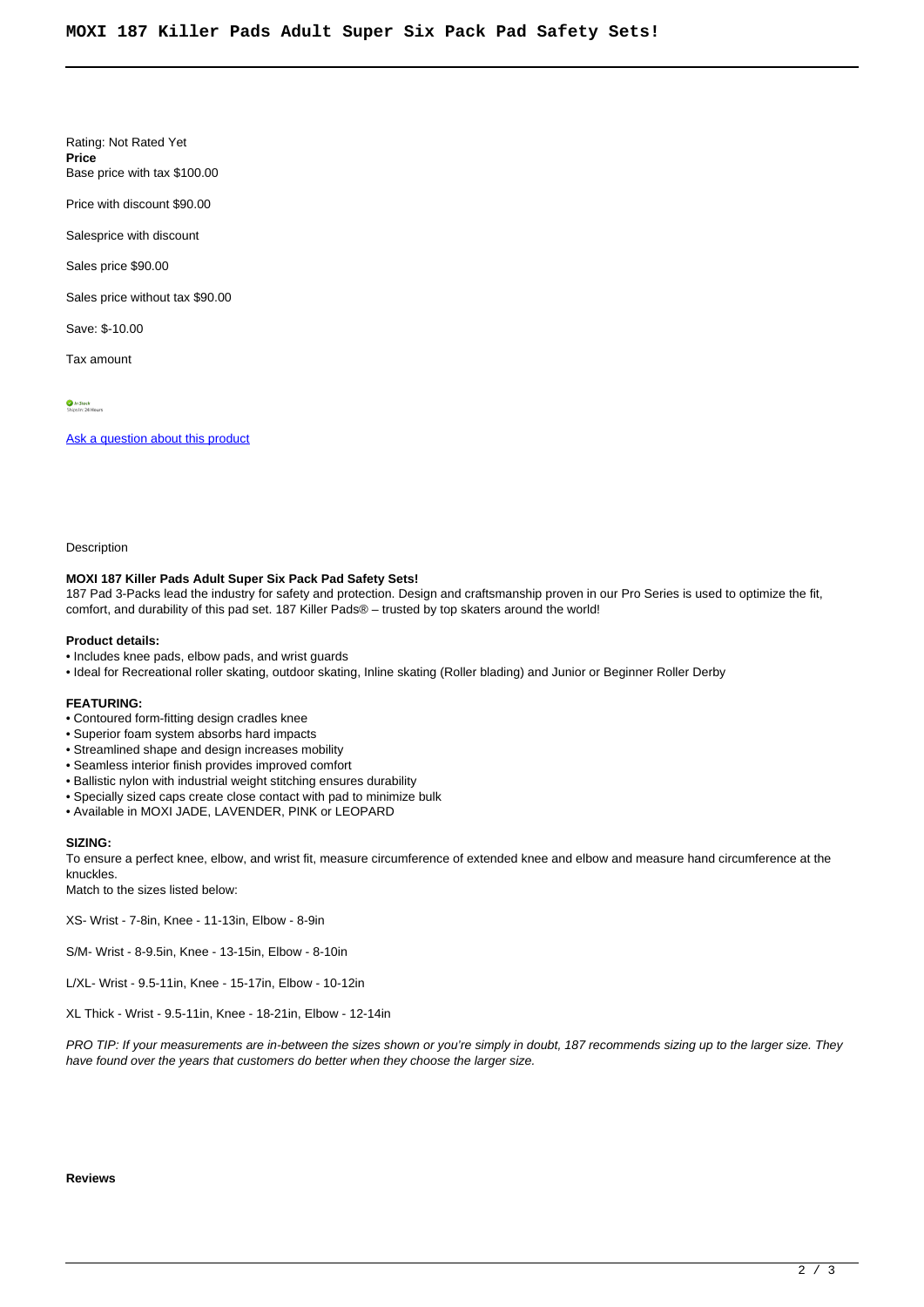# MOXI 187 Killer Pads Adult Super Six Pack Pad Safety Sets!

Rating: Not Rated Yet
**Price**
Base price with tax $100.00

Price with discount $90.00

Salesprice with discount

Sales price $90.00

Sales price without tax $90.00

Save: $-10.00

Tax amount

In Stock
Ships in: 24 Hours

[Ask a question about this product]()

Description

**MOXI 187 Killer Pads Adult Super Six Pack Pad Safety Sets!**
187 Pad 3-Packs lead the industry for safety and protection. Design and craftsmanship proven in our Pro Series is used to optimize the fit, comfort, and durability of this pad set. 187 Killer Pads® – trusted by top skaters around the world!

**Product details:**
- Includes knee pads, elbow pads, and wrist guards
- Ideal for Recreational roller skating, outdoor skating, Inline skating (Roller blading) and Junior or Beginner Roller Derby

**FEATURING:**
- Contoured form-fitting design cradles knee
- Superior foam system absorbs hard impacts
- Streamlined shape and design increases mobility
- Seamless interior finish provides improved comfort
- Ballistic nylon with industrial weight stitching ensures durability
- Specially sized caps create close contact with pad to minimize bulk
- Available in MOXI JADE, LAVENDER, PINK or LEOPARD

**SIZING:**
To ensure a perfect knee, elbow, and wrist fit, measure circumference of extended knee and elbow and measure hand circumference at the knuckles.
Match to the sizes listed below:

XS- Wrist - 7-8in, Knee - 11-13in, Elbow - 8-9in

S/M- Wrist - 8-9.5in, Knee - 13-15in, Elbow - 8-10in

L/XL- Wrist - 9.5-11in, Knee - 15-17in, Elbow - 10-12in

XL Thick - Wrist - 9.5-11in, Knee - 18-21in, Elbow - 12-14in

*PRO TIP: If your measurements are in-between the sizes shown or you're simply in doubt, 187 recommends sizing up to the larger size. They have found over the years that customers do better when they choose the larger size.*

**Reviews**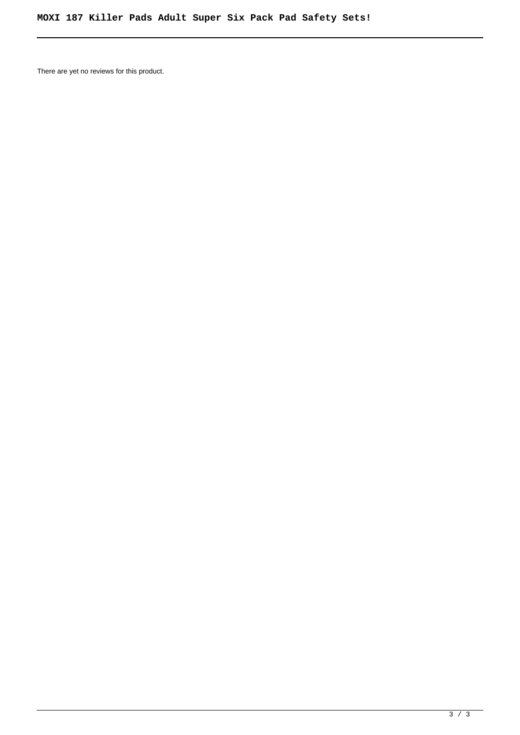There are yet no reviews for this product.